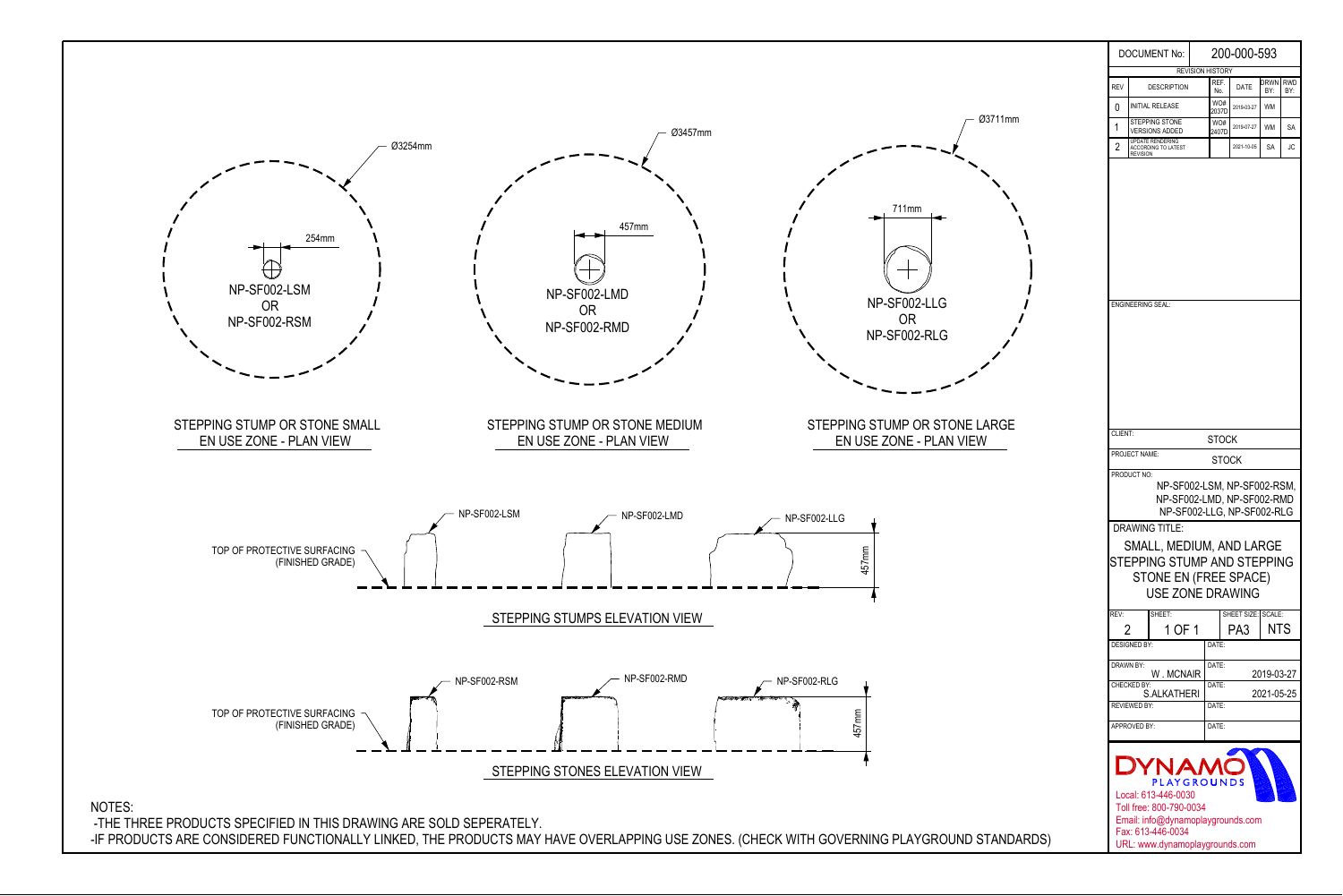Ø3254mm

254mm

NP-SF002-LSM
OR
NP-SF002-RSM

Ø3457mm

457mm

NP-SF002-LMD
OR
NP-SF002-RMD

Ø3711mm

711mm

NP-SF002-LLG
OR
NP-SF002-RLG

STEPPING STUMP OR STONE SMALL
EN USE ZONE - PLAN VIEW

STEPPING STUMP OR STONE MEDIUM
EN USE ZONE - PLAN VIEW

STEPPING STUMP OR STONE LARGE
EN USE ZONE - PLAN VIEW

TOP OF PROTECTIVE SURFACING (FINISHED GRADE)

NP-SF002-LSM    NP-SF002-LMD    NP-SF002-LLG

457mm

STEPPING STUMPS ELEVATION VIEW

TOP OF PROTECTIVE SURFACING (FINISHED GRADE)

NP-SF002-RSM    NP-SF002-RMD    NP-SF002-RLG

457mm

STEPPING STONES ELEVATION VIEW

NOTES:

- THE THREE PRODUCTS SPECIFIED IN THIS DRAWING ARE SOLD SEPERATELY.
- IF PRODUCTS ARE CONSIDERED FUNCTIONALLY LINKED, THE PRODUCTS MAY HAVE OVERLAPPING USE ZONES. (CHECK WITH GOVERNING PLAYGROUND STANDARDS)

DOCUMENT No: 200-000-593

REVISION HISTORY

| REV | DESCRIPTION | REF. No. | DATE | DRWN BY: | RWD BY: |
|---|---|---|---|---|---|
| 0 | INITIAL RELEASE | WO# 2037D | 2019-03-27 | WM | |
| 1 | STEPPING STONE VERSIONS ADDED | WO# 2407D | 2019-07-27 | WM | SA |
| 2 | UPDATE RENDERING ACCORDING TO LATEST REVISION | | 2021-10-05 | SA | JC |

ENGINEERING SEAL:

CLIENT: STOCK

PROJECT NAME: STOCK

PRODUCT NO: NP-SF002-LSM, NP-SF002-RSM, NP-SF002-LMD, NP-SF002-RMD NP-SF002-LLG, NP-SF002-RLG

DRAWING TITLE:
SMALL, MEDIUM, AND LARGE STEPPING STUMP AND STEPPING STONE EN (FREE SPACE) USE ZONE DRAWING

| REV: | SHEET: | SHEET SIZE: | SCALE: |
|---|---|---|---|
| 2 | 1 OF 1 | PA3 | NTS |

| | | DATE: | |
|---|---|---|---|
| DESIGNED BY: | | DATE: | |
| DRAWN BY: | W . MCNAIR | DATE: | 2019-03-27 |
| CHECKED BY: | S.ALKATHERI | DATE: | 2021-05-25 |
| REVIEWED BY: | | DATE: | |
| APPROVED BY: | | DATE: | |

DYNAMO PLAYGROUNDS

Local: 613-446-0030
Toll free: 800-790-0034
Email: info@dynamoplaygrounds.com
Fax: 613-446-0034
URL: www.dynamoplaygrounds.com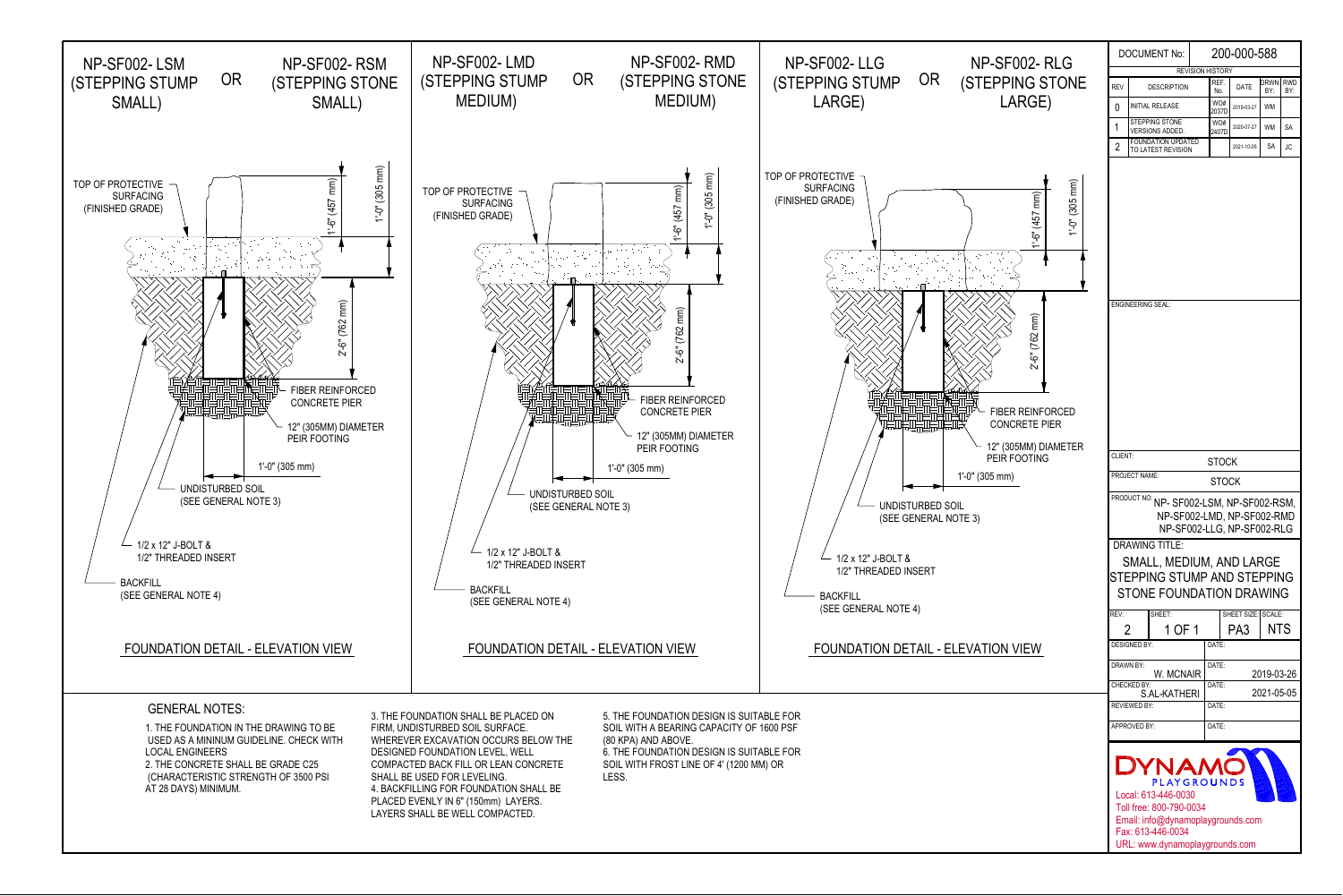## NP-SF002- LSM (STEPPING STUMP SMALL) OR NP-SF002- RSM (STEPPING STONE SMALL)

TOP OF PROTECTIVE SURFACING (FINISHED GRADE)

1'-6" (457 mm)

1'-0" (305 mm)

2'-6" (762 mm)

FIBER REINFORCED CONCRETE PIER

12" (305MM) DIAMETER PEIR FOOTING

1'-0" (305 mm)

UNDISTURBED SOIL (SEE GENERAL NOTE 3)

1/2 x 12" J-BOLT & 1/2" THREADED INSERT

BACKFILL (SEE GENERAL NOTE 4)

FOUNDATION DETAIL - ELEVATION VIEW

## NP-SF002- LMD (STEPPING STUMP MEDIUM) OR NP-SF002- RMD (STEPPING STONE MEDIUM)

TOP OF PROTECTIVE SURFACING (FINISHED GRADE)

1'-6" (457 mm)

1'-0" (305 mm)

2'-6" (762 mm)

FIBER REINFORCED CONCRETE PIER

12" (305MM) DIAMETER PEIR FOOTING

1'-0" (305 mm)

UNDISTURBED SOIL (SEE GENERAL NOTE 3)

1/2 x 12" J-BOLT & 1/2" THREADED INSERT

BACKFILL (SEE GENERAL NOTE 4)

FOUNDATION DETAIL - ELEVATION VIEW

## NP-SF002- LLG (STEPPING STUMP LARGE) OR NP-SF002- RLG (STEPPING STONE LARGE)

TOP OF PROTECTIVE SURFACING (FINISHED GRADE)

1'-6" (457 mm)

1'-0" (305 mm)

2'-6" (762 mm)

FIBER REINFORCED CONCRETE PIER

12" (305MM) DIAMETER PEIR FOOTING

1'-0" (305 mm)

UNDISTURBED SOIL (SEE GENERAL NOTE 3)

1/2 x 12" J-BOLT & 1/2" THREADED INSERT

BACKFILL (SEE GENERAL NOTE 4)

FOUNDATION DETAIL - ELEVATION VIEW

## GENERAL NOTES:

1. THE FOUNDATION IN THE DRAWING TO BE USED AS A MININUM GUIDELINE. CHECK WITH LOCAL ENGINEERS
2. THE CONCRETE SHALL BE GRADE C25 (CHARACTERISTIC STRENGTH OF 3500 PSI AT 28 DAYS) MINIMUM.
3. THE FOUNDATION SHALL BE PLACED ON FIRM, UNDISTURBED SOIL SURFACE. WHEREVER EXCAVATION OCCURS BELOW THE DESIGNED FOUNDATION LEVEL, WELL COMPACTED BACK FILL OR LEAN CONCRETE SHALL BE USED FOR LEVELING.
4. BACKFILLING FOR FOUNDATION SHALL BE PLACED EVENLY IN 6" (150mm) LAYERS. LAYERS SHALL BE WELL COMPACTED.
5. THE FOUNDATION DESIGN IS SUITABLE FOR SOIL WITH A BEARING CAPACITY OF 1600 PSF (80 KPA) AND ABOVE.
6. THE FOUNDATION DESIGN IS SUITABLE FOR SOIL WITH FROST LINE OF 4' (1200 MM) OR LESS.

---

DOCUMENT No: 200-000-588

REVISION HISTORY

| REV | DESCRIPTION | REF. No. | DATE | DRWN BY: | RWD BY: |
|---|---|---|---|---|---|
| 0 | INITIAL RELEASE | WO# 2037D | 2019-03-27 | WM | |
| 1 | STEPPING STONE VERSIONS ADDED. | WO# 2407D | 2020-07-27 | WM | SA |
| 2 | FOUNDATION UPDATED TO LATEST REVISION | | 2021-10-05 | SA | JC |

ENGINEERING SEAL:

CLIENT: STOCK

PROJECT NAME: STOCK

PRODUCT NO: NP- SF002-LSM, NP-SF002-RSM, NP-SF002-LMD, NP-SF002-RMD NP-SF002-LLG, NP-SF002-RLG

DRAWING TITLE: SMALL, MEDIUM, AND LARGE STEPPING STUMP AND STEPPING STONE FOUNDATION DRAWING

| REV: | SHEET: | SHEET SIZE: | SCALE: |
|---|---|---|---|
| 2 | 1 OF 1 | PA3 | NTS |

| | |
|---|---|
| DESIGNED BY: | DATE: |
| DRAWN BY: W. MCNAIR | DATE: 2019-03-26 |
| CHECKED BY: S.AL-KATHERI | DATE: 2021-05-05 |
| REVIEWED BY: | DATE: |
| APPROVED BY: | DATE: |

DYNAMO PLAYGROUNDS

Local: 613-446-0030

Toll free: 800-790-0034

Email: info@dynamoplaygrounds.com

Fax: 613-446-0034

URL: www.dynamoplaygrounds.com